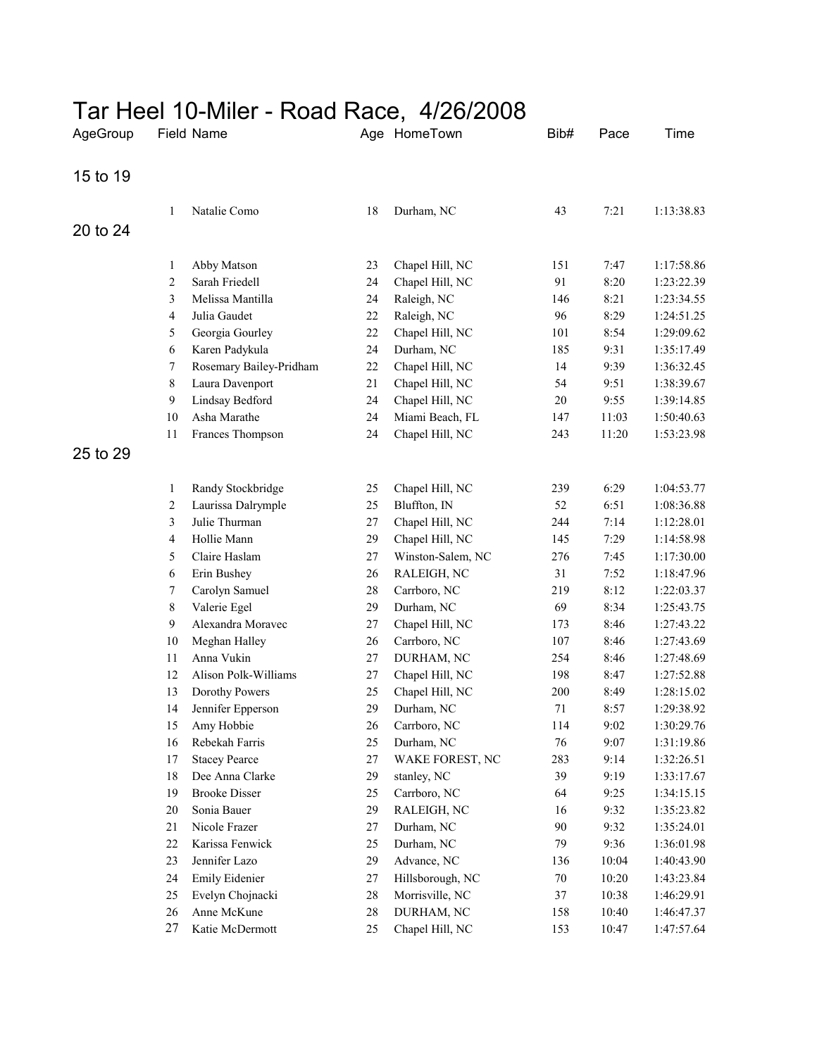# Tar Heel 10-Miler - Road Race, 4/26/2008

| AgeGroup | Field | Name | Age | HomeTown | Bib# | Pace | Time |
|---|---|---|---|---|---|---|---|
| 15 to 19 | | | | | | | |
| | 1 | Natalie Como | 18 | Durham, NC | 43 | 7:21 | 1:13:38.83 |
| 20 to 24 | | | | | | | |
| | 1 | Abby Matson | 23 | Chapel Hill, NC | 151 | 7:47 | 1:17:58.86 |
| | 2 | Sarah Friedell | 24 | Chapel Hill, NC | 91 | 8:20 | 1:23:22.39 |
| | 3 | Melissa Mantilla | 24 | Raleigh, NC | 146 | 8:21 | 1:23:34.55 |
| | 4 | Julia Gaudet | 22 | Raleigh, NC | 96 | 8:29 | 1:24:51.25 |
| | 5 | Georgia Gourley | 22 | Chapel Hill, NC | 101 | 8:54 | 1:29:09.62 |
| | 6 | Karen Padykula | 24 | Durham, NC | 185 | 9:31 | 1:35:17.49 |
| | 7 | Rosemary Bailey-Pridham | 22 | Chapel Hill, NC | 14 | 9:39 | 1:36:32.45 |
| | 8 | Laura Davenport | 21 | Chapel Hill, NC | 54 | 9:51 | 1:38:39.67 |
| | 9 | Lindsay Bedford | 24 | Chapel Hill, NC | 20 | 9:55 | 1:39:14.85 |
| | 10 | Asha Marathe | 24 | Miami Beach, FL | 147 | 11:03 | 1:50:40.63 |
| | 11 | Frances Thompson | 24 | Chapel Hill, NC | 243 | 11:20 | 1:53:23.98 |
| 25 to 29 | | | | | | | |
| | 1 | Randy Stockbridge | 25 | Chapel Hill, NC | 239 | 6:29 | 1:04:53.77 |
| | 2 | Laurissa Dalrymple | 25 | Bluffton, IN | 52 | 6:51 | 1:08:36.88 |
| | 3 | Julie Thurman | 27 | Chapel Hill, NC | 244 | 7:14 | 1:12:28.01 |
| | 4 | Hollie Mann | 29 | Chapel Hill, NC | 145 | 7:29 | 1:14:58.98 |
| | 5 | Claire Haslam | 27 | Winston-Salem, NC | 276 | 7:45 | 1:17:30.00 |
| | 6 | Erin Bushey | 26 | RALEIGH, NC | 31 | 7:52 | 1:18:47.96 |
| | 7 | Carolyn Samuel | 28 | Carrboro, NC | 219 | 8:12 | 1:22:03.37 |
| | 8 | Valerie Egel | 29 | Durham, NC | 69 | 8:34 | 1:25:43.75 |
| | 9 | Alexandra Moravec | 27 | Chapel Hill, NC | 173 | 8:46 | 1:27:43.22 |
| | 10 | Meghan Halley | 26 | Carrboro, NC | 107 | 8:46 | 1:27:43.69 |
| | 11 | Anna Vukin | 27 | DURHAM, NC | 254 | 8:46 | 1:27:48.69 |
| | 12 | Alison Polk-Williams | 27 | Chapel Hill, NC | 198 | 8:47 | 1:27:52.88 |
| | 13 | Dorothy Powers | 25 | Chapel Hill, NC | 200 | 8:49 | 1:28:15.02 |
| | 14 | Jennifer Epperson | 29 | Durham, NC | 71 | 8:57 | 1:29:38.92 |
| | 15 | Amy Hobbie | 26 | Carrboro, NC | 114 | 9:02 | 1:30:29.76 |
| | 16 | Rebekah Farris | 25 | Durham, NC | 76 | 9:07 | 1:31:19.86 |
| | 17 | Stacey Pearce | 27 | WAKE FOREST, NC | 283 | 9:14 | 1:32:26.51 |
| | 18 | Dee Anna Clarke | 29 | stanley, NC | 39 | 9:19 | 1:33:17.67 |
| | 19 | Brooke Disser | 25 | Carrboro, NC | 64 | 9:25 | 1:34:15.15 |
| | 20 | Sonia Bauer | 29 | RALEIGH, NC | 16 | 9:32 | 1:35:23.82 |
| | 21 | Nicole Frazer | 27 | Durham, NC | 90 | 9:32 | 1:35:24.01 |
| | 22 | Karissa Fenwick | 25 | Durham, NC | 79 | 9:36 | 1:36:01.98 |
| | 23 | Jennifer Lazo | 29 | Advance, NC | 136 | 10:04 | 1:40:43.90 |
| | 24 | Emily Eidenier | 27 | Hillsborough, NC | 70 | 10:20 | 1:43:23.84 |
| | 25 | Evelyn Chojnacki | 28 | Morrisville, NC | 37 | 10:38 | 1:46:29.91 |
| | 26 | Anne McKune | 28 | DURHAM, NC | 158 | 10:40 | 1:46:47.37 |
| | 27 | Katie McDermott | 25 | Chapel Hill, NC | 153 | 10:47 | 1:47:57.64 |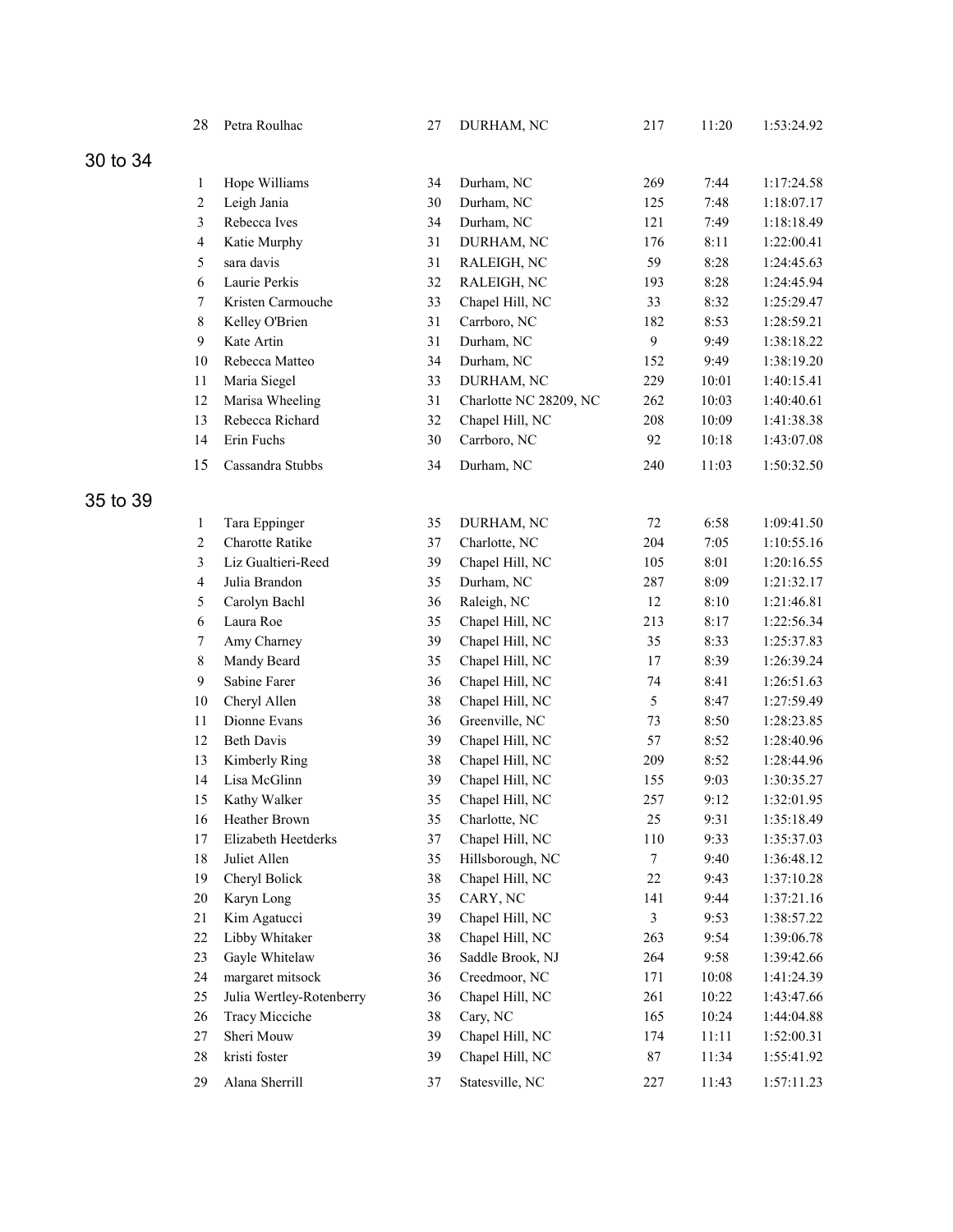| | | | | | |
|---|---|---|---|---|---|
| 28 | Petra Roulhac | 27 | DURHAM, NC | 217 | 11:20 | 1:53:24.92 |

## 30 to 34

| | | | | | | |
|---|---|---|---|---|---|---|
| 1 | Hope Williams | 34 | Durham, NC | 269 | 7:44 | 1:17:24.58 |
| 2 | Leigh Jania | 30 | Durham, NC | 125 | 7:48 | 1:18:07.17 |
| 3 | Rebecca Ives | 34 | Durham, NC | 121 | 7:49 | 1:18:18.49 |
| 4 | Katie Murphy | 31 | DURHAM, NC | 176 | 8:11 | 1:22:00.41 |
| 5 | sara davis | 31 | RALEIGH, NC | 59 | 8:28 | 1:24:45.63 |
| 6 | Laurie Perkis | 32 | RALEIGH, NC | 193 | 8:28 | 1:24:45.94 |
| 7 | Kristen Carmouche | 33 | Chapel Hill, NC | 33 | 8:32 | 1:25:29.47 |
| 8 | Kelley O'Brien | 31 | Carrboro, NC | 182 | 8:53 | 1:28:59.21 |
| 9 | Kate Artin | 31 | Durham, NC | 9 | 9:49 | 1:38:18.22 |
| 10 | Rebecca Matteo | 34 | Durham, NC | 152 | 9:49 | 1:38:19.20 |
| 11 | Maria Siegel | 33 | DURHAM, NC | 229 | 10:01 | 1:40:15.41 |
| 12 | Marisa Wheeling | 31 | Charlotte NC 28209, NC | 262 | 10:03 | 1:40:40.61 |
| 13 | Rebecca Richard | 32 | Chapel Hill, NC | 208 | 10:09 | 1:41:38.38 |
| 14 | Erin Fuchs | 30 | Carrboro, NC | 92 | 10:18 | 1:43:07.08 |
| 15 | Cassandra Stubbs | 34 | Durham, NC | 240 | 11:03 | 1:50:32.50 |

## 35 to 39

| | | | | | | |
|---|---|---|---|---|---|---|
| 1 | Tara Eppinger | 35 | DURHAM, NC | 72 | 6:58 | 1:09:41.50 |
| 2 | Charotte Ratike | 37 | Charlotte, NC | 204 | 7:05 | 1:10:55.16 |
| 3 | Liz Gualtieri-Reed | 39 | Chapel Hill, NC | 105 | 8:01 | 1:20:16.55 |
| 4 | Julia Brandon | 35 | Durham, NC | 287 | 8:09 | 1:21:32.17 |
| 5 | Carolyn Bachl | 36 | Raleigh, NC | 12 | 8:10 | 1:21:46.81 |
| 6 | Laura Roe | 35 | Chapel Hill, NC | 213 | 8:17 | 1:22:56.34 |
| 7 | Amy Charney | 39 | Chapel Hill, NC | 35 | 8:33 | 1:25:37.83 |
| 8 | Mandy Beard | 35 | Chapel Hill, NC | 17 | 8:39 | 1:26:39.24 |
| 9 | Sabine Farer | 36 | Chapel Hill, NC | 74 | 8:41 | 1:26:51.63 |
| 10 | Cheryl Allen | 38 | Chapel Hill, NC | 5 | 8:47 | 1:27:59.49 |
| 11 | Dionne Evans | 36 | Greenville, NC | 73 | 8:50 | 1:28:23.85 |
| 12 | Beth Davis | 39 | Chapel Hill, NC | 57 | 8:52 | 1:28:40.96 |
| 13 | Kimberly Ring | 38 | Chapel Hill, NC | 209 | 8:52 | 1:28:44.96 |
| 14 | Lisa McGlinn | 39 | Chapel Hill, NC | 155 | 9:03 | 1:30:35.27 |
| 15 | Kathy Walker | 35 | Chapel Hill, NC | 257 | 9:12 | 1:32:01.95 |
| 16 | Heather Brown | 35 | Charlotte, NC | 25 | 9:31 | 1:35:18.49 |
| 17 | Elizabeth Heetderks | 37 | Chapel Hill, NC | 110 | 9:33 | 1:35:37.03 |
| 18 | Juliet Allen | 35 | Hillsborough, NC | 7 | 9:40 | 1:36:48.12 |
| 19 | Cheryl Bolick | 38 | Chapel Hill, NC | 22 | 9:43 | 1:37:10.28 |
| 20 | Karyn Long | 35 | CARY, NC | 141 | 9:44 | 1:37:21.16 |
| 21 | Kim Agatucci | 39 | Chapel Hill, NC | 3 | 9:53 | 1:38:57.22 |
| 22 | Libby Whitaker | 38 | Chapel Hill, NC | 263 | 9:54 | 1:39:06.78 |
| 23 | Gayle Whitelaw | 36 | Saddle Brook, NJ | 264 | 9:58 | 1:39:42.66 |
| 24 | margaret mitsock | 36 | Creedmoor, NC | 171 | 10:08 | 1:41:24.39 |
| 25 | Julia Wertley-Rotenberry | 36 | Chapel Hill, NC | 261 | 10:22 | 1:43:47.66 |
| 26 | Tracy Micciche | 38 | Cary, NC | 165 | 10:24 | 1:44:04.88 |
| 27 | Sheri Mouw | 39 | Chapel Hill, NC | 174 | 11:11 | 1:52:00.31 |
| 28 | kristi foster | 39 | Chapel Hill, NC | 87 | 11:34 | 1:55:41.92 |
| 29 | Alana Sherrill | 37 | Statesville, NC | 227 | 11:43 | 1:57:11.23 |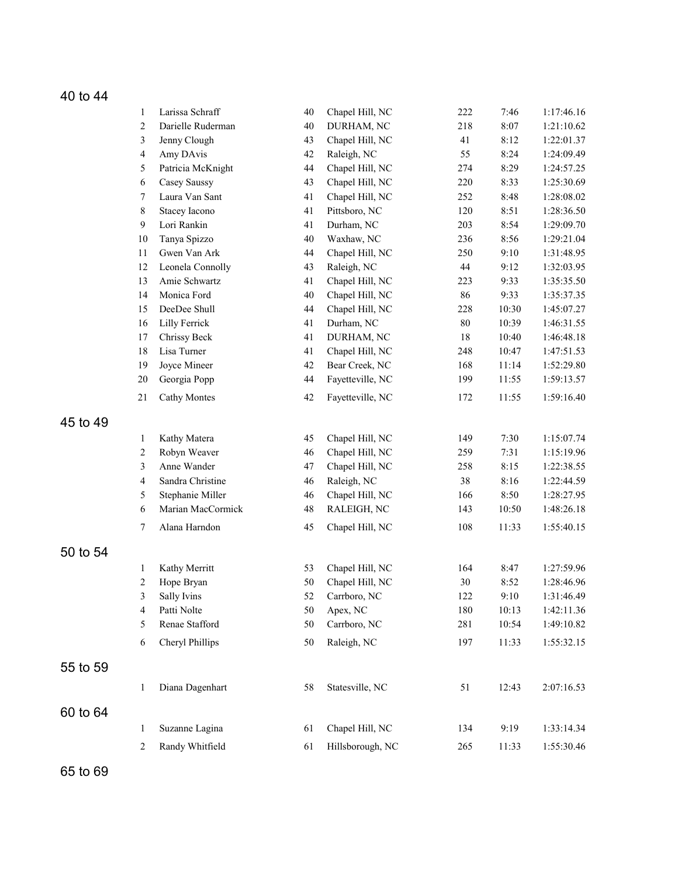## 40 to 44

| Place | Name | Age | City | Bib | Pace | Time |
|---|---|---|---|---|---|---|
| 1 | Larissa Schraff | 40 | Chapel Hill, NC | 222 | 7:46 | 1:17:46.16 |
| 2 | Darielle Ruderman | 40 | DURHAM, NC | 218 | 8:07 | 1:21:10.62 |
| 3 | Jenny Clough | 43 | Chapel Hill, NC | 41 | 8:12 | 1:22:01.37 |
| 4 | Amy DAvis | 42 | Raleigh, NC | 55 | 8:24 | 1:24:09.49 |
| 5 | Patricia McKnight | 44 | Chapel Hill, NC | 274 | 8:29 | 1:24:57.25 |
| 6 | Casey Saussy | 43 | Chapel Hill, NC | 220 | 8:33 | 1:25:30.69 |
| 7 | Laura Van Sant | 41 | Chapel Hill, NC | 252 | 8:48 | 1:28:08.02 |
| 8 | Stacey Iacono | 41 | Pittsboro, NC | 120 | 8:51 | 1:28:36.50 |
| 9 | Lori Rankin | 41 | Durham, NC | 203 | 8:54 | 1:29:09.70 |
| 10 | Tanya Spizzo | 40 | Waxhaw, NC | 236 | 8:56 | 1:29:21.04 |
| 11 | Gwen Van Ark | 44 | Chapel Hill, NC | 250 | 9:10 | 1:31:48.95 |
| 12 | Leonela Connolly | 43 | Raleigh, NC | 44 | 9:12 | 1:32:03.95 |
| 13 | Amie Schwartz | 41 | Chapel Hill, NC | 223 | 9:33 | 1:35:35.50 |
| 14 | Monica Ford | 40 | Chapel Hill, NC | 86 | 9:33 | 1:35:37.35 |
| 15 | DeeDee Shull | 44 | Chapel Hill, NC | 228 | 10:30 | 1:45:07.27 |
| 16 | Lilly Ferrick | 41 | Durham, NC | 80 | 10:39 | 1:46:31.55 |
| 17 | Chrissy Beck | 41 | DURHAM, NC | 18 | 10:40 | 1:46:48.18 |
| 18 | Lisa Turner | 41 | Chapel Hill, NC | 248 | 10:47 | 1:47:51.53 |
| 19 | Joyce Mineer | 42 | Bear Creek, NC | 168 | 11:14 | 1:52:29.80 |
| 20 | Georgia Popp | 44 | Fayetteville, NC | 199 | 11:55 | 1:59:13.57 |
| 21 | Cathy Montes | 42 | Fayetteville, NC | 172 | 11:55 | 1:59:16.40 |

## 45 to 49

| Place | Name | Age | City | Bib | Pace | Time |
|---|---|---|---|---|---|---|
| 1 | Kathy Matera | 45 | Chapel Hill, NC | 149 | 7:30 | 1:15:07.74 |
| 2 | Robyn Weaver | 46 | Chapel Hill, NC | 259 | 7:31 | 1:15:19.96 |
| 3 | Anne Wander | 47 | Chapel Hill, NC | 258 | 8:15 | 1:22:38.55 |
| 4 | Sandra Christine | 46 | Raleigh, NC | 38 | 8:16 | 1:22:44.59 |
| 5 | Stephanie Miller | 46 | Chapel Hill, NC | 166 | 8:50 | 1:28:27.95 |
| 6 | Marian MacCormick | 48 | RALEIGH, NC | 143 | 10:50 | 1:48:26.18 |
| 7 | Alana Harndon | 45 | Chapel Hill, NC | 108 | 11:33 | 1:55:40.15 |

## 50 to 54

| Place | Name | Age | City | Bib | Pace | Time |
|---|---|---|---|---|---|---|
| 1 | Kathy Merritt | 53 | Chapel Hill, NC | 164 | 8:47 | 1:27:59.96 |
| 2 | Hope Bryan | 50 | Chapel Hill, NC | 30 | 8:52 | 1:28:46.96 |
| 3 | Sally Ivins | 52 | Carrboro, NC | 122 | 9:10 | 1:31:46.49 |
| 4 | Patti Nolte | 50 | Apex, NC | 180 | 10:13 | 1:42:11.36 |
| 5 | Renae Stafford | 50 | Carrboro, NC | 281 | 10:54 | 1:49:10.82 |
| 6 | Cheryl Phillips | 50 | Raleigh, NC | 197 | 11:33 | 1:55:32.15 |

## 55 to 59

| Place | Name | Age | City | Bib | Pace | Time |
|---|---|---|---|---|---|---|
| 1 | Diana Dagenhart | 58 | Statesville, NC | 51 | 12:43 | 2:07:16.53 |

## 60 to 64

| Place | Name | Age | City | Bib | Pace | Time |
|---|---|---|---|---|---|---|
| 1 | Suzanne Lagina | 61 | Chapel Hill, NC | 134 | 9:19 | 1:33:14.34 |
| 2 | Randy Whitfield | 61 | Hillsborough, NC | 265 | 11:33 | 1:55:30.46 |

## 65 to 69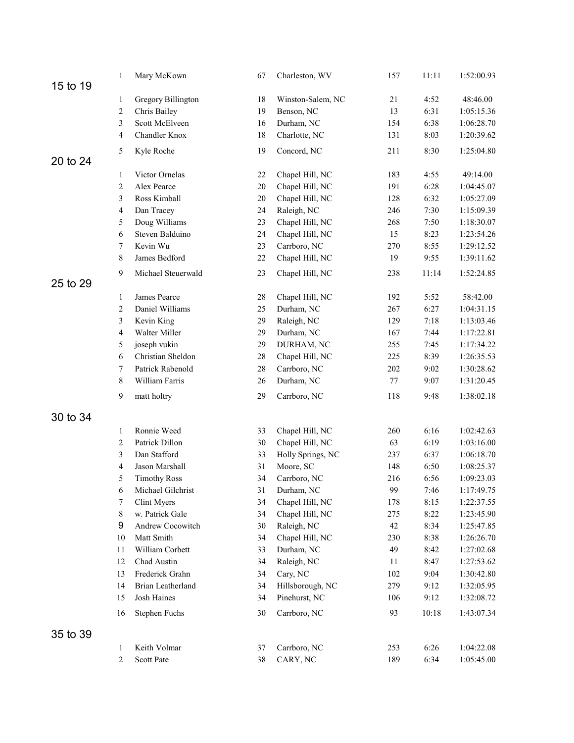| | | | | | |
|---|---|---|---|---|---|
| 1 | Mary McKown | 67 | Charleston, WV | 157 | 11:11 | 1:52:00.93 |

## 15 to 19

| | | | | | | |
|---|---|---|---|---|---|---|
| 1 | Gregory Billington | 18 | Winston-Salem, NC | 21 | 4:52 | 48:46.00 |
| 2 | Chris Bailey | 19 | Benson, NC | 13 | 6:31 | 1:05:15.36 |
| 3 | Scott McElveen | 16 | Durham, NC | 154 | 6:38 | 1:06:28.70 |
| 4 | Chandler Knox | 18 | Charlotte, NC | 131 | 8:03 | 1:20:39.62 |
| 5 | Kyle Roche | 19 | Concord, NC | 211 | 8:30 | 1:25:04.80 |

## 20 to 24

| | | | | | | |
|---|---|---|---|---|---|---|
| 1 | Victor Ornelas | 22 | Chapel Hill, NC | 183 | 4:55 | 49:14.00 |
| 2 | Alex Pearce | 20 | Chapel Hill, NC | 191 | 6:28 | 1:04:45.07 |
| 3 | Ross Kimball | 20 | Chapel Hill, NC | 128 | 6:32 | 1:05:27.09 |
| 4 | Dan Tracey | 24 | Raleigh, NC | 246 | 7:30 | 1:15:09.39 |
| 5 | Doug Williams | 23 | Chapel Hill, NC | 268 | 7:50 | 1:18:30.07 |
| 6 | Steven Balduino | 24 | Chapel Hill, NC | 15 | 8:23 | 1:23:54.26 |
| 7 | Kevin Wu | 23 | Carrboro, NC | 270 | 8:55 | 1:29:12.52 |
| 8 | James Bedford | 22 | Chapel Hill, NC | 19 | 9:55 | 1:39:11.62 |
| 9 | Michael Steuerwald | 23 | Chapel Hill, NC | 238 | 11:14 | 1:52:24.85 |

## 25 to 29

| | | | | | | |
|---|---|---|---|---|---|---|
| 1 | James Pearce | 28 | Chapel Hill, NC | 192 | 5:52 | 58:42.00 |
| 2 | Daniel Williams | 25 | Durham, NC | 267 | 6:27 | 1:04:31.15 |
| 3 | Kevin King | 29 | Raleigh, NC | 129 | 7:18 | 1:13:03.46 |
| 4 | Walter Miller | 29 | Durham, NC | 167 | 7:44 | 1:17:22.81 |
| 5 | joseph vukin | 29 | DURHAM, NC | 255 | 7:45 | 1:17:34.22 |
| 6 | Christian Sheldon | 28 | Chapel Hill, NC | 225 | 8:39 | 1:26:35.53 |
| 7 | Patrick Rabenold | 28 | Carrboro, NC | 202 | 9:02 | 1:30:28.62 |
| 8 | William Farris | 26 | Durham, NC | 77 | 9:07 | 1:31:20.45 |
| 9 | matt holtry | 29 | Carrboro, NC | 118 | 9:48 | 1:38:02.18 |

## 30 to 34

| | | | | | | |
|---|---|---|---|---|---|---|
| 1 | Ronnie Weed | 33 | Chapel Hill, NC | 260 | 6:16 | 1:02:42.63 |
| 2 | Patrick Dillon | 30 | Chapel Hill, NC | 63 | 6:19 | 1:03:16.00 |
| 3 | Dan Stafford | 33 | Holly Springs, NC | 237 | 6:37 | 1:06:18.70 |
| 4 | Jason Marshall | 31 | Moore, SC | 148 | 6:50 | 1:08:25.37 |
| 5 | Timothy Ross | 34 | Carrboro, NC | 216 | 6:56 | 1:09:23.03 |
| 6 | Michael Gilchrist | 31 | Durham, NC | 99 | 7:46 | 1:17:49.75 |
| 7 | Clint Myers | 34 | Chapel Hill, NC | 178 | 8:15 | 1:22:37.55 |
| 8 | w. Patrick Gale | 34 | Chapel Hill, NC | 275 | 8:22 | 1:23:45.90 |
| 9 | Andrew Cocowitch | 30 | Raleigh, NC | 42 | 8:34 | 1:25:47.85 |
| 10 | Matt Smith | 34 | Chapel Hill, NC | 230 | 8:38 | 1:26:26.70 |
| 11 | William Corbett | 33 | Durham, NC | 49 | 8:42 | 1:27:02.68 |
| 12 | Chad Austin | 34 | Raleigh, NC | 11 | 8:47 | 1:27:53.62 |
| 13 | Frederick Grahn | 34 | Cary, NC | 102 | 9:04 | 1:30:42.80 |
| 14 | Brian Leatherland | 34 | Hillsborough, NC | 279 | 9:12 | 1:32:05.95 |
| 15 | Josh Haines | 34 | Pinehurst, NC | 106 | 9:12 | 1:32:08.72 |
| 16 | Stephen Fuchs | 30 | Carrboro, NC | 93 | 10:18 | 1:43:07.34 |

## 35 to 39

| | | | | | | |
|---|---|---|---|---|---|---|
| 1 | Keith Volmar | 37 | Carrboro, NC | 253 | 6:26 | 1:04:22.08 |
| 2 | Scott Pate | 38 | CARY, NC | 189 | 6:34 | 1:05:45.00 |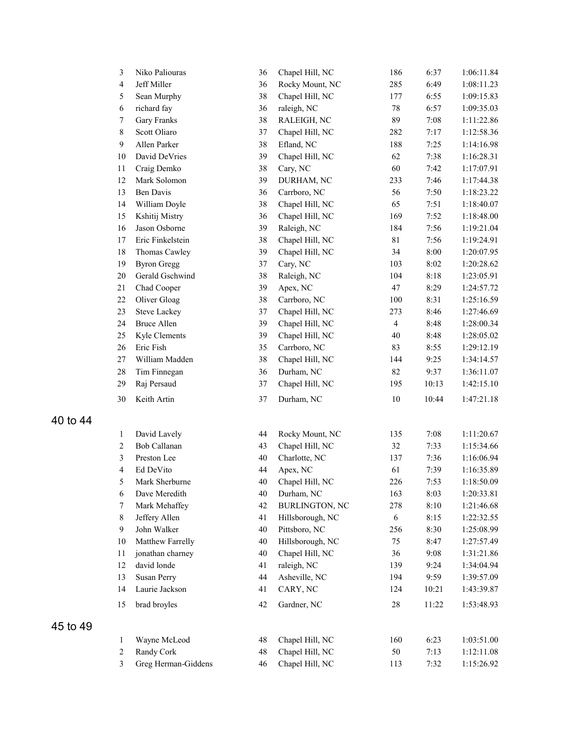| | | | | | | |
|---|---|---|---|---|---|---|
| 3 | Niko Paliouras | 36 | Chapel Hill, NC | 186 | 6:37 | 1:06:11.84 |
| 4 | Jeff Miller | 36 | Rocky Mount, NC | 285 | 6:49 | 1:08:11.23 |
| 5 | Sean Murphy | 38 | Chapel Hill, NC | 177 | 6:55 | 1:09:15.83 |
| 6 | richard fay | 36 | raleigh, NC | 78 | 6:57 | 1:09:35.03 |
| 7 | Gary Franks | 38 | RALEIGH, NC | 89 | 7:08 | 1:11:22.86 |
| 8 | Scott Oliaro | 37 | Chapel Hill, NC | 282 | 7:17 | 1:12:58.36 |
| 9 | Allen Parker | 38 | Efland, NC | 188 | 7:25 | 1:14:16.98 |
| 10 | David DeVries | 39 | Chapel Hill, NC | 62 | 7:38 | 1:16:28.31 |
| 11 | Craig Demko | 38 | Cary, NC | 60 | 7:42 | 1:17:07.91 |
| 12 | Mark Solomon | 39 | DURHAM, NC | 233 | 7:46 | 1:17:44.38 |
| 13 | Ben Davis | 36 | Carrboro, NC | 56 | 7:50 | 1:18:23.22 |
| 14 | William Doyle | 38 | Chapel Hill, NC | 65 | 7:51 | 1:18:40.07 |
| 15 | Kshitij Mistry | 36 | Chapel Hill, NC | 169 | 7:52 | 1:18:48.00 |
| 16 | Jason Osborne | 39 | Raleigh, NC | 184 | 7:56 | 1:19:21.04 |
| 17 | Eric Finkelstein | 38 | Chapel Hill, NC | 81 | 7:56 | 1:19:24.91 |
| 18 | Thomas Cawley | 39 | Chapel Hill, NC | 34 | 8:00 | 1:20:07.95 |
| 19 | Byron Gregg | 37 | Cary, NC | 103 | 8:02 | 1:20:28.62 |
| 20 | Gerald Gschwind | 38 | Raleigh, NC | 104 | 8:18 | 1:23:05.91 |
| 21 | Chad Cooper | 39 | Apex, NC | 47 | 8:29 | 1:24:57.72 |
| 22 | Oliver Gloag | 38 | Carrboro, NC | 100 | 8:31 | 1:25:16.59 |
| 23 | Steve Lackey | 37 | Chapel Hill, NC | 273 | 8:46 | 1:27:46.69 |
| 24 | Bruce Allen | 39 | Chapel Hill, NC | 4 | 8:48 | 1:28:00.34 |
| 25 | Kyle Clements | 39 | Chapel Hill, NC | 40 | 8:48 | 1:28:05.02 |
| 26 | Eric Fish | 35 | Carrboro, NC | 83 | 8:55 | 1:29:12.19 |
| 27 | William Madden | 38 | Chapel Hill, NC | 144 | 9:25 | 1:34:14.57 |
| 28 | Tim Finnegan | 36 | Durham, NC | 82 | 9:37 | 1:36:11.07 |
| 29 | Raj Persaud | 37 | Chapel Hill, NC | 195 | 10:13 | 1:42:15.10 |
| 30 | Keith Artin | 37 | Durham, NC | 10 | 10:44 | 1:47:21.18 |

## 40 to 44

| | | | | | | |
|---|---|---|---|---|---|---|
| 1 | David Lavely | 44 | Rocky Mount, NC | 135 | 7:08 | 1:11:20.67 |
| 2 | Bob Callanan | 43 | Chapel Hill, NC | 32 | 7:33 | 1:15:34.66 |
| 3 | Preston Lee | 40 | Charlotte, NC | 137 | 7:36 | 1:16:06.94 |
| 4 | Ed DeVito | 44 | Apex, NC | 61 | 7:39 | 1:16:35.89 |
| 5 | Mark Sherburne | 40 | Chapel Hill, NC | 226 | 7:53 | 1:18:50.09 |
| 6 | Dave Meredith | 40 | Durham, NC | 163 | 8:03 | 1:20:33.81 |
| 7 | Mark Mehaffey | 42 | BURLINGTON, NC | 278 | 8:10 | 1:21:46.68 |
| 8 | Jeffery Allen | 41 | Hillsborough, NC | 6 | 8:15 | 1:22:32.55 |
| 9 | John Walker | 40 | Pittsboro, NC | 256 | 8:30 | 1:25:08.99 |
| 10 | Matthew Farrelly | 40 | Hillsborough, NC | 75 | 8:47 | 1:27:57.49 |
| 11 | jonathan charney | 40 | Chapel Hill, NC | 36 | 9:08 | 1:31:21.86 |
| 12 | david londe | 41 | raleigh, NC | 139 | 9:24 | 1:34:04.94 |
| 13 | Susan Perry | 44 | Asheville, NC | 194 | 9:59 | 1:39:57.09 |
| 14 | Laurie Jackson | 41 | CARY, NC | 124 | 10:21 | 1:43:39.87 |
| 15 | brad broyles | 42 | Gardner, NC | 28 | 11:22 | 1:53:48.93 |

## 45 to 49

| | | | | | | |
|---|---|---|---|---|---|---|
| 1 | Wayne McLeod | 48 | Chapel Hill, NC | 160 | 6:23 | 1:03:51.00 |
| 2 | Randy Cork | 48 | Chapel Hill, NC | 50 | 7:13 | 1:12:11.08 |
| 3 | Greg Herman-Giddens | 46 | Chapel Hill, NC | 113 | 7:32 | 1:15:26.92 |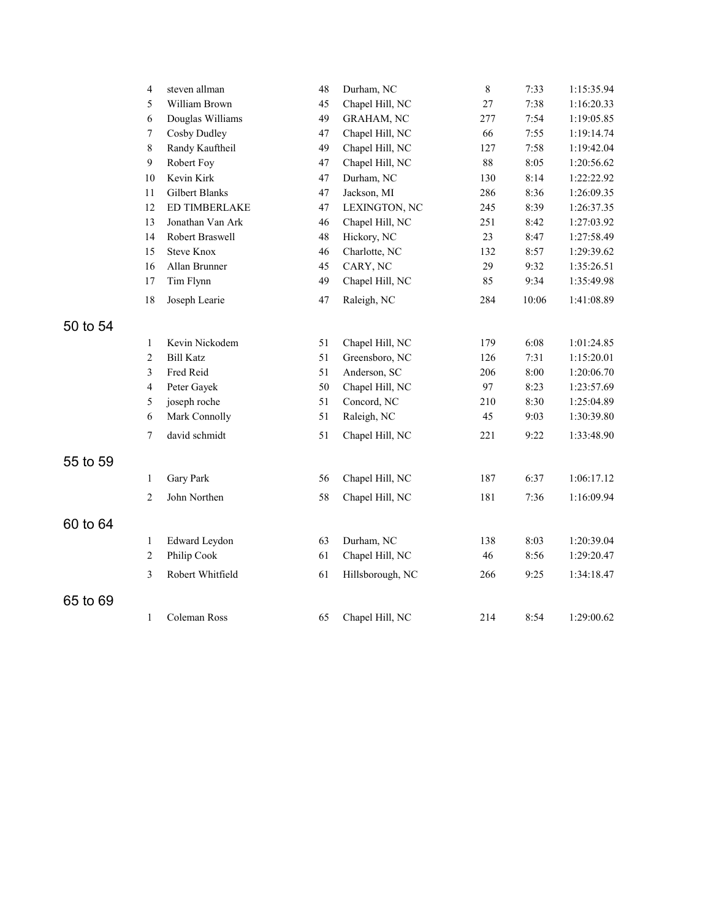| | | | | | | |
|---|---|---|---|---|---|---|
| 4 | steven allman | 48 | Durham, NC | 8 | 7:33 | 1:15:35.94 |
| 5 | William Brown | 45 | Chapel Hill, NC | 27 | 7:38 | 1:16:20.33 |
| 6 | Douglas Williams | 49 | GRAHAM, NC | 277 | 7:54 | 1:19:05.85 |
| 7 | Cosby Dudley | 47 | Chapel Hill, NC | 66 | 7:55 | 1:19:14.74 |
| 8 | Randy Kauftheil | 49 | Chapel Hill, NC | 127 | 7:58 | 1:19:42.04 |
| 9 | Robert Foy | 47 | Chapel Hill, NC | 88 | 8:05 | 1:20:56.62 |
| 10 | Kevin Kirk | 47 | Durham, NC | 130 | 8:14 | 1:22:22.92 |
| 11 | Gilbert Blanks | 47 | Jackson, MI | 286 | 8:36 | 1:26:09.35 |
| 12 | ED TIMBERLAKE | 47 | LEXINGTON, NC | 245 | 8:39 | 1:26:37.35 |
| 13 | Jonathan Van Ark | 46 | Chapel Hill, NC | 251 | 8:42 | 1:27:03.92 |
| 14 | Robert Braswell | 48 | Hickory, NC | 23 | 8:47 | 1:27:58.49 |
| 15 | Steve Knox | 46 | Charlotte, NC | 132 | 8:57 | 1:29:39.62 |
| 16 | Allan Brunner | 45 | CARY, NC | 29 | 9:32 | 1:35:26.51 |
| 17 | Tim Flynn | 49 | Chapel Hill, NC | 85 | 9:34 | 1:35:49.98 |
| 18 | Joseph Learie | 47 | Raleigh, NC | 284 | 10:06 | 1:41:08.89 |

## 50 to 54

| | | | | | | |
|---|---|---|---|---|---|---|
| 1 | Kevin Nickodem | 51 | Chapel Hill, NC | 179 | 6:08 | 1:01:24.85 |
| 2 | Bill Katz | 51 | Greensboro, NC | 126 | 7:31 | 1:15:20.01 |
| 3 | Fred Reid | 51 | Anderson, SC | 206 | 8:00 | 1:20:06.70 |
| 4 | Peter Gayek | 50 | Chapel Hill, NC | 97 | 8:23 | 1:23:57.69 |
| 5 | joseph roche | 51 | Concord, NC | 210 | 8:30 | 1:25:04.89 |
| 6 | Mark Connolly | 51 | Raleigh, NC | 45 | 9:03 | 1:30:39.80 |
| 7 | david schmidt | 51 | Chapel Hill, NC | 221 | 9:22 | 1:33:48.90 |

## 55 to 59

| | | | | | | |
|---|---|---|---|---|---|---|
| 1 | Gary Park | 56 | Chapel Hill, NC | 187 | 6:37 | 1:06:17.12 |
| 2 | John Northen | 58 | Chapel Hill, NC | 181 | 7:36 | 1:16:09.94 |

## 60 to 64

| | | | | | | |
|---|---|---|---|---|---|---|
| 1 | Edward Leydon | 63 | Durham, NC | 138 | 8:03 | 1:20:39.04 |
| 2 | Philip Cook | 61 | Chapel Hill, NC | 46 | 8:56 | 1:29:20.47 |
| 3 | Robert Whitfield | 61 | Hillsborough, NC | 266 | 9:25 | 1:34:18.47 |

## 65 to 69

| | | | | | | |
|---|---|---|---|---|---|---|
| 1 | Coleman Ross | 65 | Chapel Hill, NC | 214 | 8:54 | 1:29:00.62 |